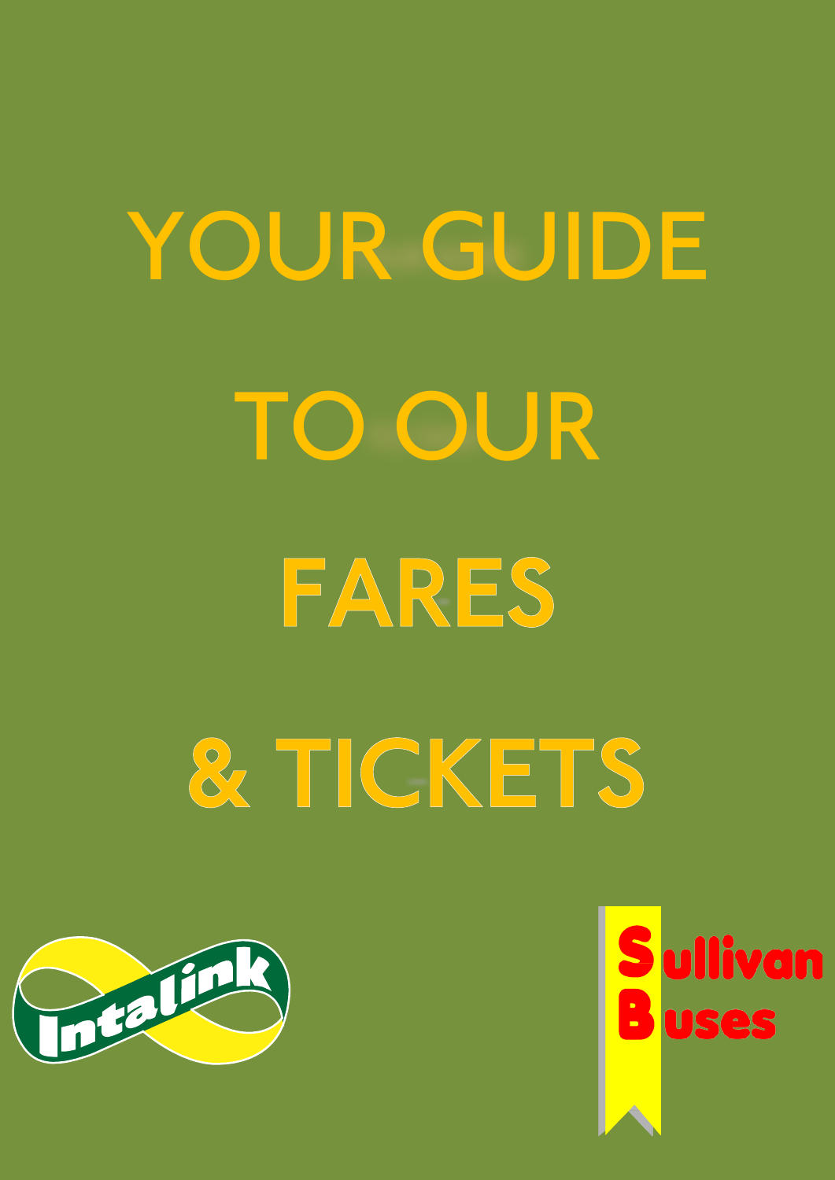# YOUR GUIDE TO OUR FARES & TICKETS

Intalink

Sullivan Buses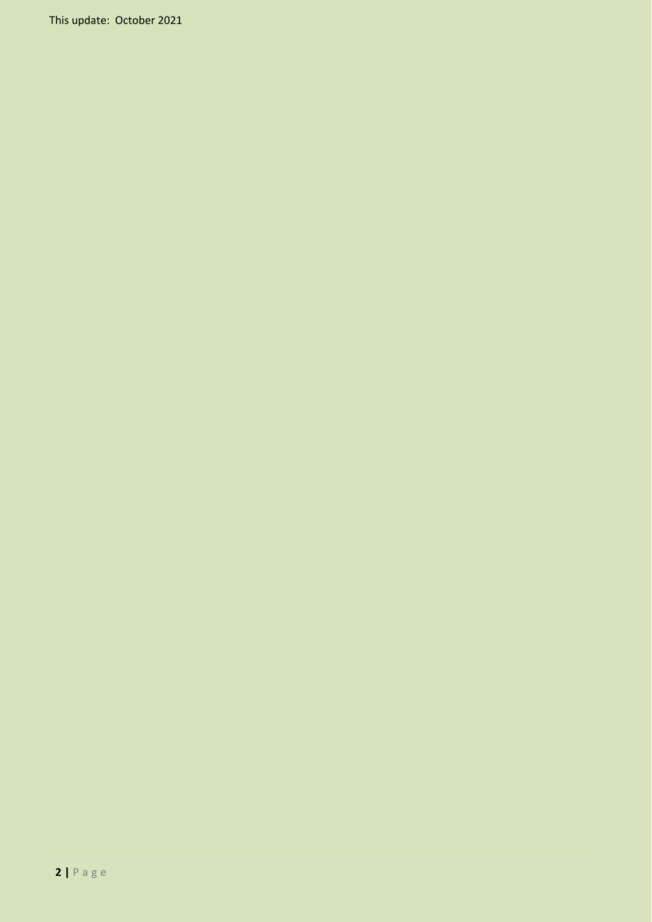This update: October 2021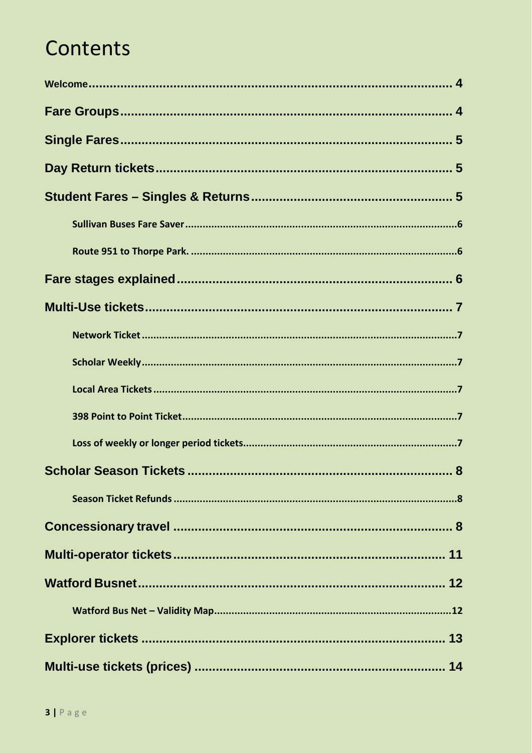# Contents

Welcome ........................................................................................................ 4

Fare Groups ........................................................................................................ 4

Single Fares ........................................................................................................ 5

Day Return tickets ........................................................................................................ 5

Student Fares – Singles & Returns ........................................................................................................ 5

- Sullivan Buses Fare Saver ........................................................................................................ 6
- Route 951 to Thorpe Park. ........................................................................................................ 6

Fare stages explained ........................................................................................................ 6

Multi-Use tickets ........................................................................................................ 7

- Network Ticket ........................................................................................................ 7
- Scholar Weekly ........................................................................................................ 7
- Local Area Tickets ........................................................................................................ 7
- 398 Point to Point Ticket ........................................................................................................ 7
- Loss of weekly or longer period tickets ........................................................................................................ 7

Scholar Season Tickets ........................................................................................................ 8

- Season Ticket Refunds ........................................................................................................ 8

Concessionary travel ........................................................................................................ 8

Multi-operator tickets ........................................................................................................ 11

Watford Busnet ........................................................................................................ 12

- Watford Bus Net – Validity Map ........................................................................................................ 12

Explorer tickets ........................................................................................................ 13

Multi-use tickets (prices) ........................................................................................................ 14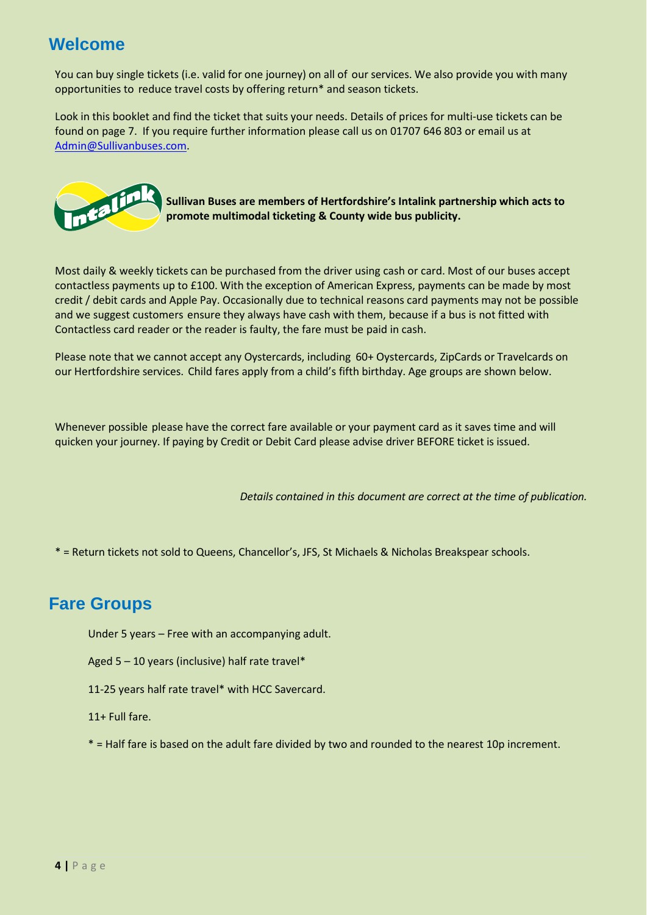## Welcome

You can buy single tickets (i.e. valid for one journey) on all of our services. We also provide you with many opportunities to reduce travel costs by offering return* and season tickets.

Look in this booklet and find the ticket that suits your needs. Details of prices for multi-use tickets can be found on page 7. If you require further information please call us on 01707 646 803 or email us at Admin@Sullivanbuses.com.

**Sullivan Buses are members of Hertfordshire's Intalink partnership which acts to promote multimodal ticketing & County wide bus publicity.**

Most daily & weekly tickets can be purchased from the driver using cash or card. Most of our buses accept contactless payments up to £100. With the exception of American Express, payments can be made by most credit / debit cards and Apple Pay. Occasionally due to technical reasons card payments may not be possible and we suggest customers ensure they always have cash with them, because if a bus is not fitted with Contactless card reader or the reader is faulty, the fare must be paid in cash.

Please note that we cannot accept any Oystercards, including 60+ Oystercards, ZipCards or Travelcards on our Hertfordshire services. Child fares apply from a child's fifth birthday. Age groups are shown below.

Whenever possible please have the correct fare available or your payment card as it saves time and will quicken your journey. If paying by Credit or Debit Card please advise driver BEFORE ticket is issued.

*Details contained in this document are correct at the time of publication.*

* = Return tickets not sold to Queens, Chancellor's, JFS, St Michaels & Nicholas Breakspear schools.

## Fare Groups

Under 5 years – Free with an accompanying adult.

Aged 5 – 10 years (inclusive) half rate travel*

11-25 years half rate travel* with HCC Savercard.

11+ Full fare.

* = Half fare is based on the adult fare divided by two and rounded to the nearest 10p increment.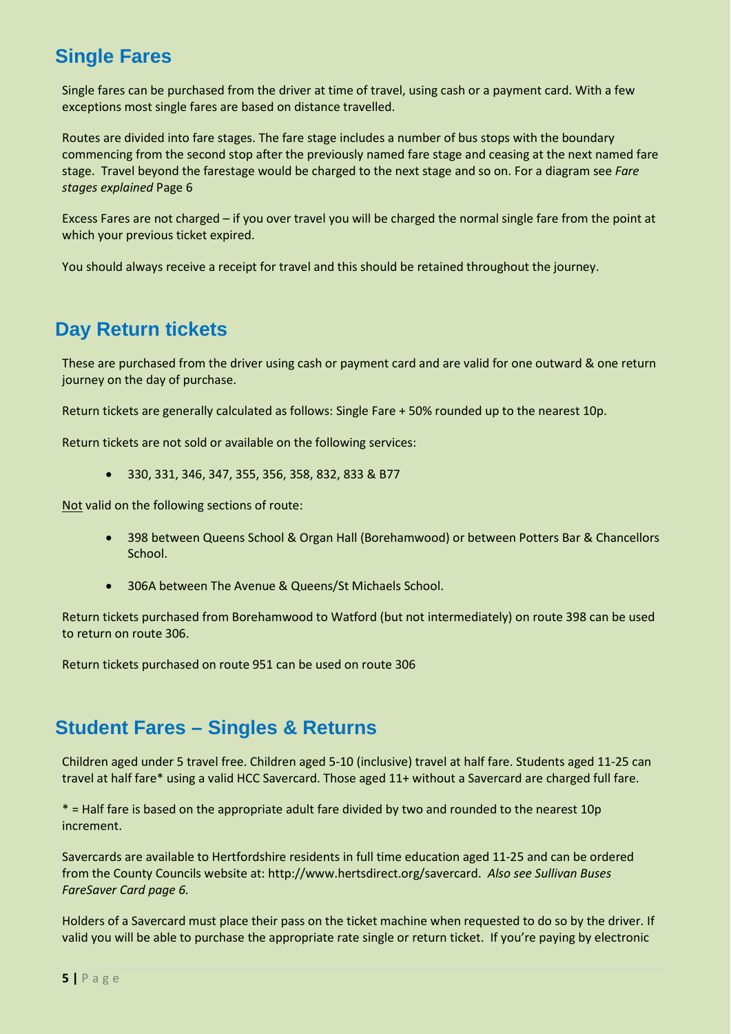## Single Fares

Single fares can be purchased from the driver at time of travel, using cash or a payment card. With a few exceptions most single fares are based on distance travelled.

Routes are divided into fare stages. The fare stage includes a number of bus stops with the boundary commencing from the second stop after the previously named fare stage and ceasing at the next named fare stage. Travel beyond the farestage would be charged to the next stage and so on. For a diagram see *Fare stages explained* Page 6

Excess Fares are not charged – if you over travel you will be charged the normal single fare from the point at which your previous ticket expired.

You should always receive a receipt for travel and this should be retained throughout the journey.

## Day Return tickets

These are purchased from the driver using cash or payment card and are valid for one outward & one return journey on the day of purchase.

Return tickets are generally calculated as follows: Single Fare + 50% rounded up to the nearest 10p.

Return tickets are not sold or available on the following services:

- 330, 331, 346, 347, 355, 356, 358, 832, 833 & B77

<u>Not</u> valid on the following sections of route:

- 398 between Queens School & Organ Hall (Borehamwood) or between Potters Bar & Chancellors School.
- 306A between The Avenue & Queens/St Michaels School.

Return tickets purchased from Borehamwood to Watford (but not intermediately) on route 398 can be used to return on route 306.

Return tickets purchased on route 951 can be used on route 306

## Student Fares – Singles & Returns

Children aged under 5 travel free. Children aged 5-10 (inclusive) travel at half fare. Students aged 11-25 can travel at half fare* using a valid HCC Savercard. Those aged 11+ without a Savercard are charged full fare.

* = Half fare is based on the appropriate adult fare divided by two and rounded to the nearest 10p increment.

Savercards are available to Hertfordshire residents in full time education aged 11-25 and can be ordered from the County Councils website at: http://www.hertsdirect.org/savercard. *Also see Sullivan Buses FareSaver Card page 6.*

Holders of a Savercard must place their pass on the ticket machine when requested to do so by the driver. If valid you will be able to purchase the appropriate rate single or return ticket. If you're paying by electronic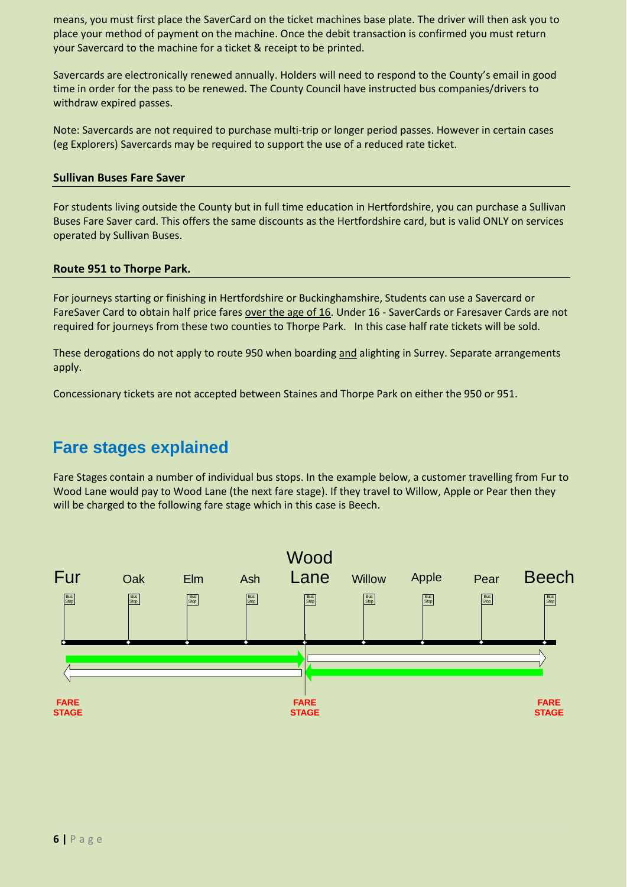means, you must first place the SaverCard on the ticket machines base plate. The driver will then ask you to place your method of payment on the machine. Once the debit transaction is confirmed you must return your Savercard to the machine for a ticket & receipt to be printed.

Savercards are electronically renewed annually. Holders will need to respond to the County's email in good time in order for the pass to be renewed. The County Council have instructed bus companies/drivers to withdraw expired passes.

Note: Savercards are not required to purchase multi-trip or longer period passes. However in certain cases (eg Explorers) Savercards may be required to support the use of a reduced rate ticket.

#### Sullivan Buses Fare Saver

For students living outside the County but in full time education in Hertfordshire, you can purchase a Sullivan Buses Fare Saver card. This offers the same discounts as the Hertfordshire card, but is valid ONLY on services operated by Sullivan Buses.

#### Route 951 to Thorpe Park.

For journeys starting or finishing in Hertfordshire or Buckinghamshire, Students can use a Savercard or FareSaver Card to obtain half price fares over the age of 16. Under 16 - SaverCards or Faresaver Cards are not required for journeys from these two counties to Thorpe Park. In this case half rate tickets will be sold.

These derogations do not apply to route 950 when boarding and alighting in Surrey. Separate arrangements apply.

Concessionary tickets are not accepted between Staines and Thorpe Park on either the 950 or 951.

## Fare stages explained

Fare Stages contain a number of individual bus stops. In the example below, a customer travelling from Fur to Wood Lane would pay to Wood Lane (the next fare stage). If they travel to Willow, Apple or Pear then they will be charged to the following fare stage which in this case is Beech.

Fur — Oak — Elm — Ash — Wood Lane — Willow — Apple — Pear — Beech

FARE STAGE (Fur) — FARE STAGE (Wood Lane) — FARE STAGE (Beech)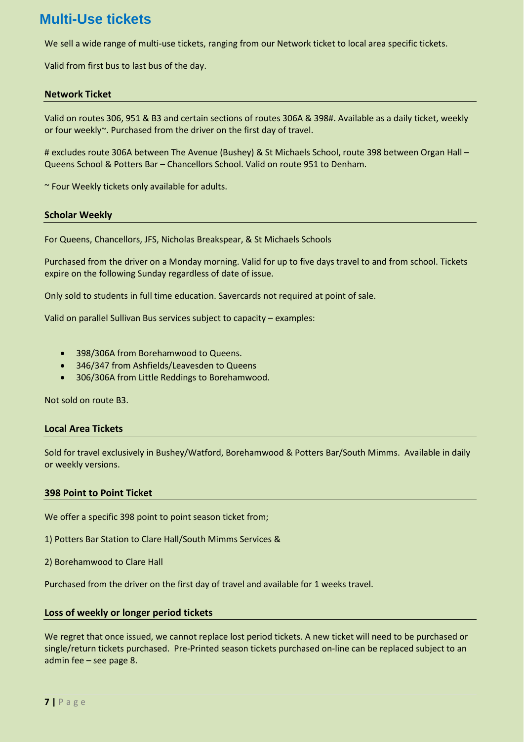# Multi-Use tickets

We sell a wide range of multi-use tickets, ranging from our Network ticket to local area specific tickets.

Valid from first bus to last bus of the day.

### Network Ticket

Valid on routes 306, 951 & B3 and certain sections of routes 306A & 398#. Available as a daily ticket, weekly or four weekly~. Purchased from the driver on the first day of travel.

# excludes route 306A between The Avenue (Bushey) & St Michaels School, route 398 between Organ Hall – Queens School & Potters Bar – Chancellors School. Valid on route 951 to Denham.

~ Four Weekly tickets only available for adults.

### Scholar Weekly

For Queens, Chancellors, JFS, Nicholas Breakspear, & St Michaels Schools

Purchased from the driver on a Monday morning. Valid for up to five days travel to and from school. Tickets expire on the following Sunday regardless of date of issue.

Only sold to students in full time education. Savercards not required at point of sale.

Valid on parallel Sullivan Bus services subject to capacity – examples:

- 398/306A from Borehamwood to Queens.
- 346/347 from Ashfields/Leavesden to Queens
- 306/306A from Little Reddings to Borehamwood.

Not sold on route B3.

### Local Area Tickets

Sold for travel exclusively in Bushey/Watford, Borehamwood & Potters Bar/South Mimms. Available in daily or weekly versions.

### 398 Point to Point Ticket

We offer a specific 398 point to point season ticket from;

1) Potters Bar Station to Clare Hall/South Mimms Services &

2) Borehamwood to Clare Hall

Purchased from the driver on the first day of travel and available for 1 weeks travel.

### Loss of weekly or longer period tickets

We regret that once issued, we cannot replace lost period tickets. A new ticket will need to be purchased or single/return tickets purchased. Pre-Printed season tickets purchased on-line can be replaced subject to an admin fee – see page 8.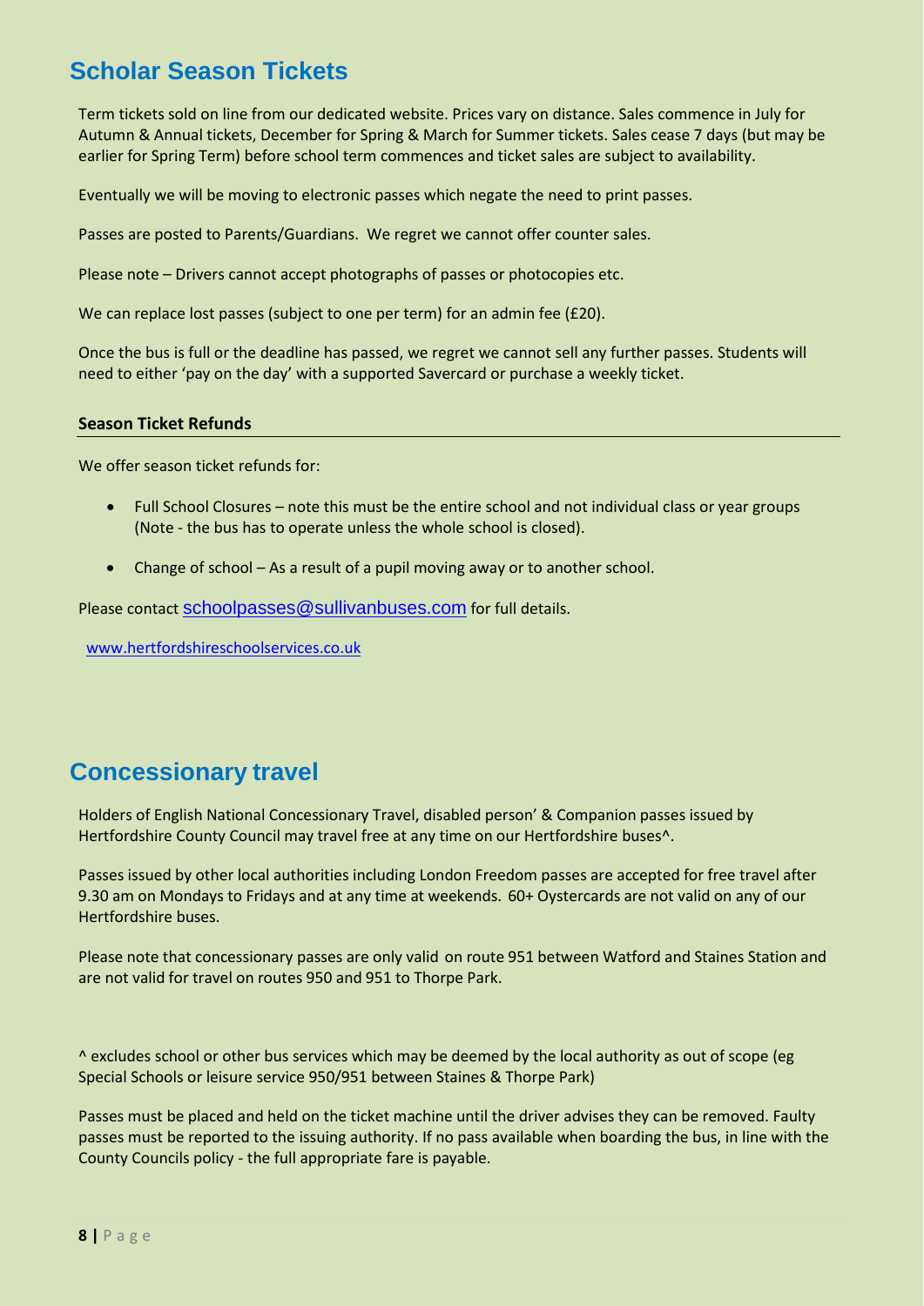## Scholar Season Tickets

Term tickets sold on line from our dedicated website. Prices vary on distance. Sales commence in July for Autumn & Annual tickets, December for Spring & March for Summer tickets. Sales cease 7 days (but may be earlier for Spring Term) before school term commences and ticket sales are subject to availability.

Eventually we will be moving to electronic passes which negate the need to print passes.

Passes are posted to Parents/Guardians. We regret we cannot offer counter sales.

Please note – Drivers cannot accept photographs of passes or photocopies etc.

We can replace lost passes (subject to one per term) for an admin fee (£20).

Once the bus is full or the deadline has passed, we regret we cannot sell any further passes. Students will need to either 'pay on the day' with a supported Savercard or purchase a weekly ticket.

### Season Ticket Refunds

We offer season ticket refunds for:

- Full School Closures – note this must be the entire school and not individual class or year groups (Note - the bus has to operate unless the whole school is closed).
- Change of school – As a result of a pupil moving away or to another school.

Please contact schoolpasses@sullivanbuses.com for full details.

www.hertfordshireschoolservices.co.uk

## Concessionary travel

Holders of English National Concessionary Travel, disabled person' & Companion passes issued by Hertfordshire County Council may travel free at any time on our Hertfordshire buses^.

Passes issued by other local authorities including London Freedom passes are accepted for free travel after 9.30 am on Mondays to Fridays and at any time at weekends. 60+ Oystercards are not valid on any of our Hertfordshire buses.

Please note that concessionary passes are only valid on route 951 between Watford and Staines Station and are not valid for travel on routes 950 and 951 to Thorpe Park.

^ excludes school or other bus services which may be deemed by the local authority as out of scope (eg Special Schools or leisure service 950/951 between Staines & Thorpe Park)

Passes must be placed and held on the ticket machine until the driver advises they can be removed. Faulty passes must be reported to the issuing authority. If no pass available when boarding the bus, in line with the County Councils policy - the full appropriate fare is payable.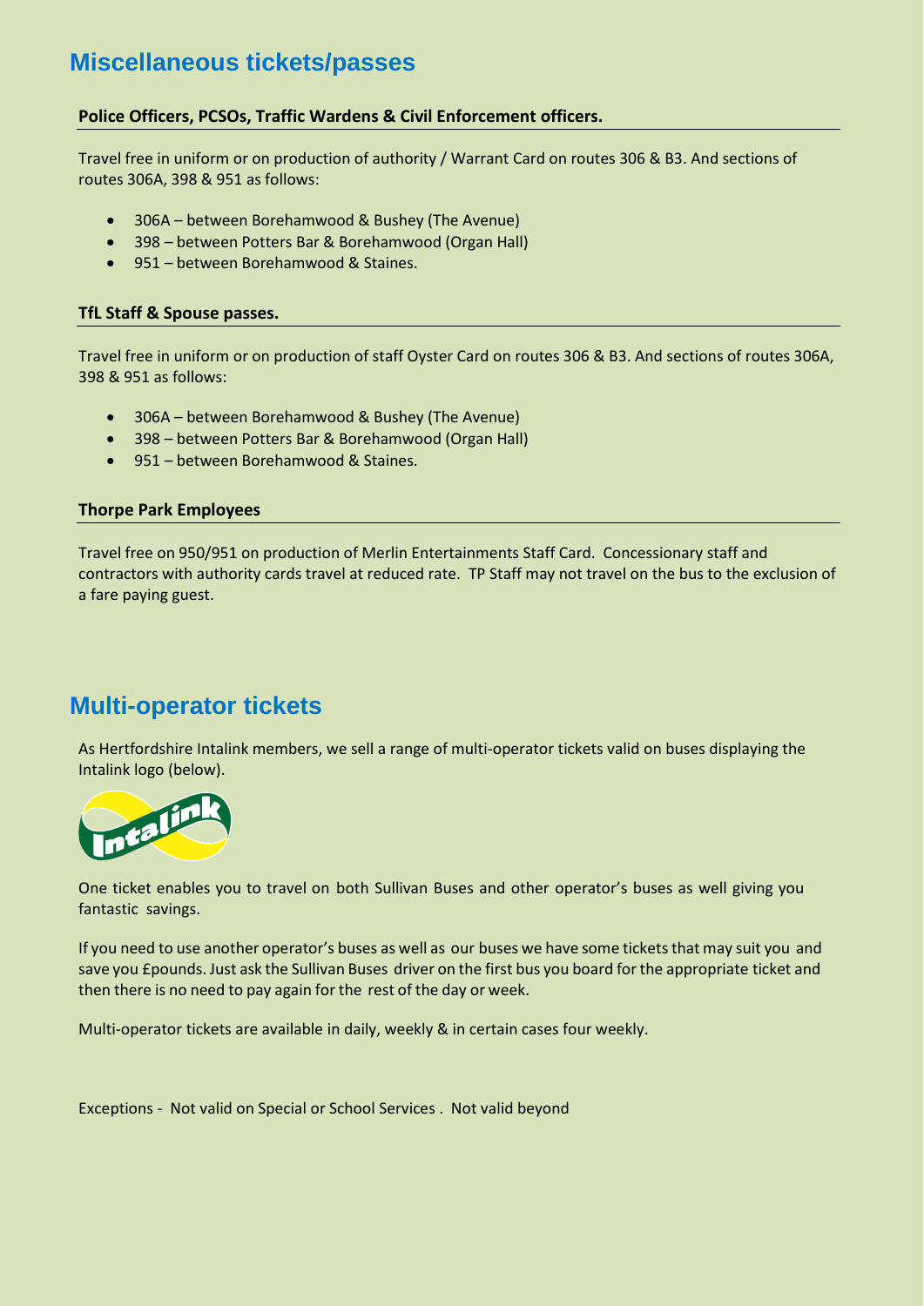# Miscellaneous tickets/passes

### Police Officers, PCSOs, Traffic Wardens & Civil Enforcement officers.

Travel free in uniform or on production of authority / Warrant Card on routes 306 & B3. And sections of routes 306A, 398 & 951 as follows:

- 306A – between Borehamwood & Bushey (The Avenue)
- 398 – between Potters Bar & Borehamwood (Organ Hall)
- 951 – between Borehamwood & Staines.

### TfL Staff & Spouse passes.

Travel free in uniform or on production of staff Oyster Card on routes 306 & B3. And sections of routes 306A, 398 & 951 as follows:

- 306A – between Borehamwood & Bushey (The Avenue)
- 398 – between Potters Bar & Borehamwood (Organ Hall)
- 951 – between Borehamwood & Staines.

### Thorpe Park Employees

Travel free on 950/951 on production of Merlin Entertainments Staff Card. Concessionary staff and contractors with authority cards travel at reduced rate. TP Staff may not travel on the bus to the exclusion of a fare paying guest.

# Multi-operator tickets

As Hertfordshire Intalink members, we sell a range of multi-operator tickets valid on buses displaying the Intalink logo (below).

One ticket enables you to travel on both Sullivan Buses and other operator's buses as well giving you fantastic savings.

If you need to use another operator's buses as well as our buses we have some tickets that may suit you and save you £pounds. Just ask the Sullivan Buses driver on the first bus you board for the appropriate ticket and then there is no need to pay again for the rest of the day or week.

Multi-operator tickets are available in daily, weekly & in certain cases four weekly.

Exceptions - Not valid on Special or School Services . Not valid beyond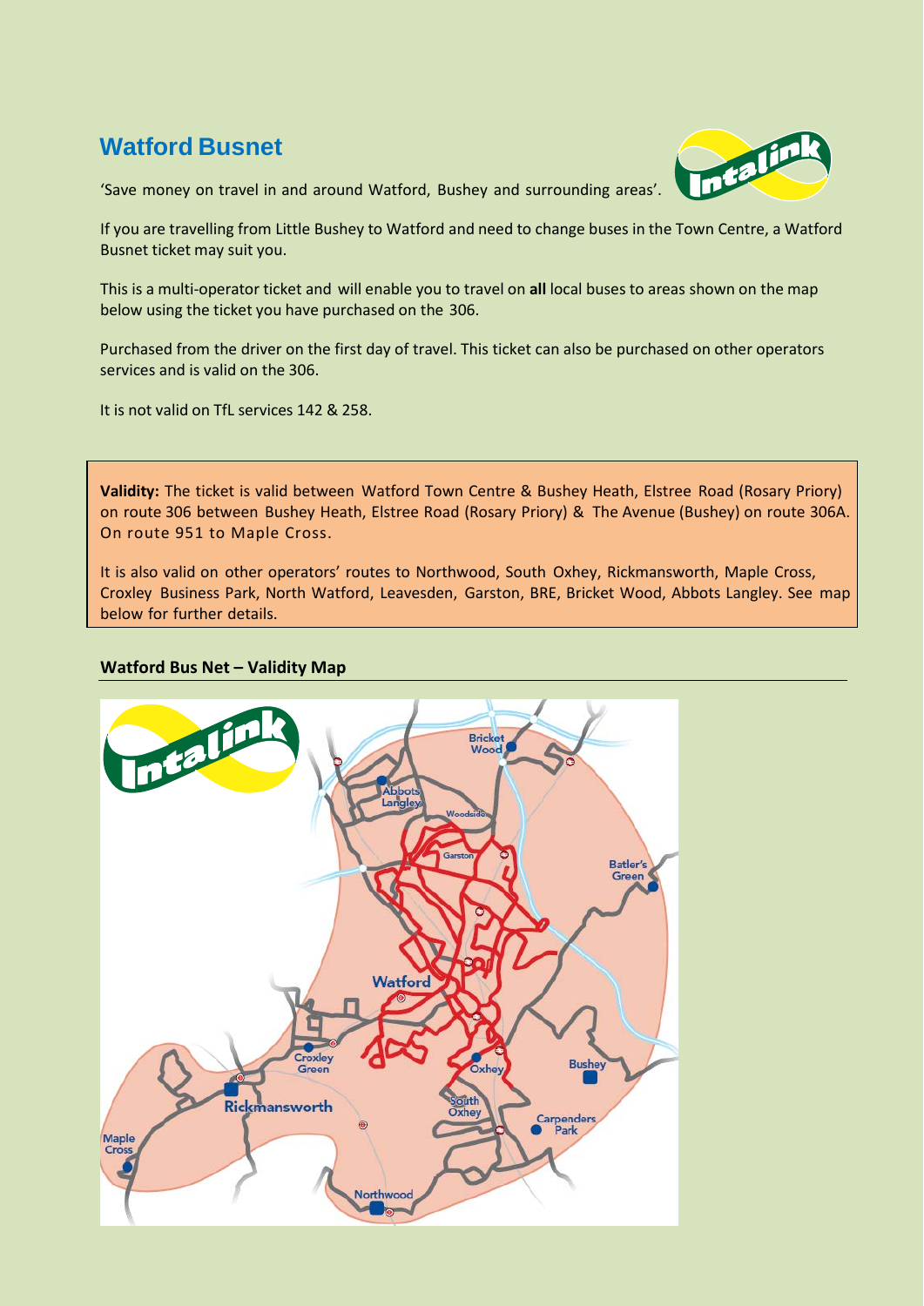## Watford Busnet

'Save money on travel in and around Watford, Bushey and surrounding areas'.

If you are travelling from Little Bushey to Watford and need to change buses in the Town Centre, a Watford Busnet ticket may suit you.

This is a multi-operator ticket and will enable you to travel on **all** local buses to areas shown on the map below using the ticket you have purchased on the 306.

Purchased from the driver on the first day of travel. This ticket can also be purchased on other operators services and is valid on the 306.

It is not valid on TfL services 142 & 258.

**Validity:** The ticket is valid between Watford Town Centre & Bushey Heath, Elstree Road (Rosary Priory) on route 306 between Bushey Heath, Elstree Road (Rosary Priory) & The Avenue (Bushey) on route 306A. On route 951 to Maple Cross.

It is also valid on other operators' routes to Northwood, South Oxhey, Rickmansworth, Maple Cross, Croxley Business Park, North Watford, Leavesden, Garston, BRE, Bricket Wood, Abbots Langley. See map below for further details.

**Watford Bus Net – Validity Map**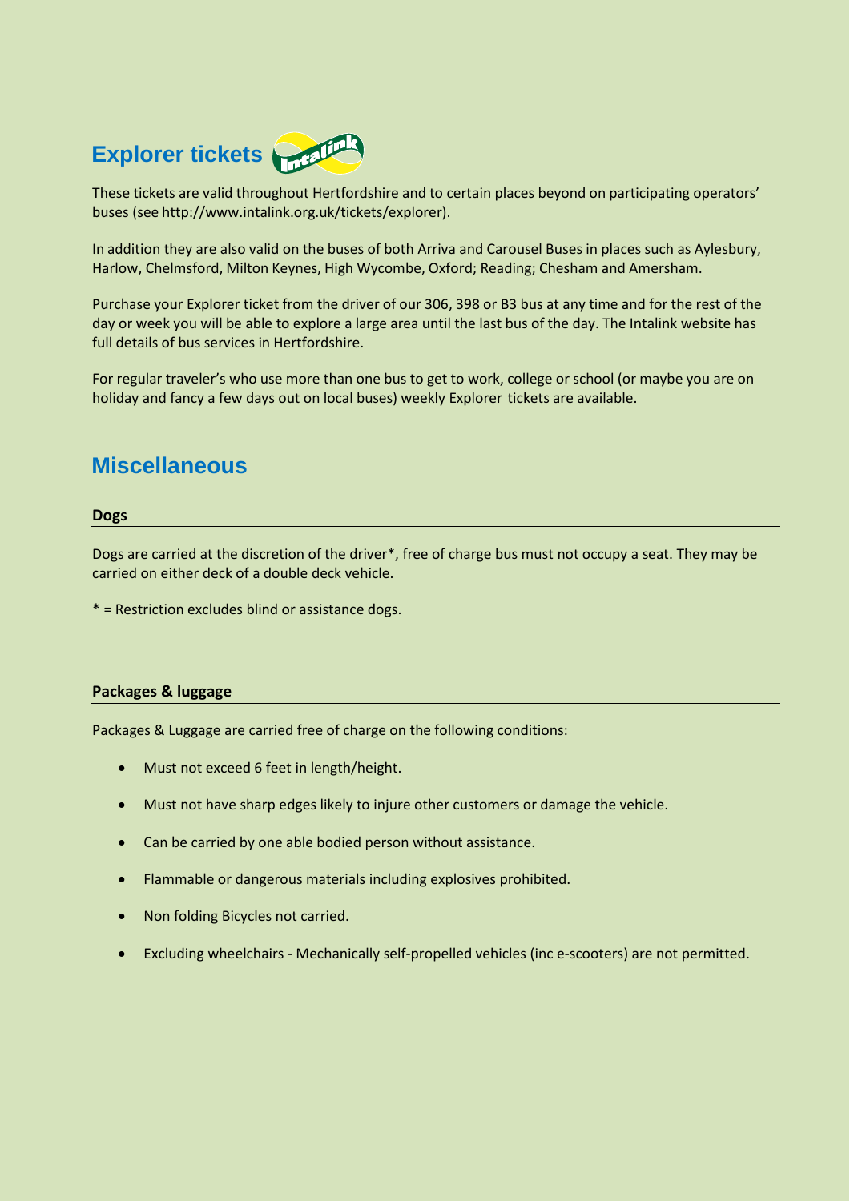## Explorer tickets

These tickets are valid throughout Hertfordshire and to certain places beyond on participating operators' buses (see http://www.intalink.org.uk/tickets/explorer).

In addition they are also valid on the buses of both Arriva and Carousel Buses in places such as Aylesbury, Harlow, Chelmsford, Milton Keynes, High Wycombe, Oxford; Reading; Chesham and Amersham.

Purchase your Explorer ticket from the driver of our 306, 398 or B3 bus at any time and for the rest of the day or week you will be able to explore a large area until the last bus of the day. The Intalink website has full details of bus services in Hertfordshire.

For regular traveler's who use more than one bus to get to work, college or school (or maybe you are on holiday and fancy a few days out on local buses) weekly Explorer tickets are available.

## Miscellaneous

### Dogs

Dogs are carried at the discretion of the driver*, free of charge bus must not occupy a seat. They may be carried on either deck of a double deck vehicle.

* = Restriction excludes blind or assistance dogs.

### Packages & luggage

Packages & Luggage are carried free of charge on the following conditions:

- Must not exceed 6 feet in length/height.
- Must not have sharp edges likely to injure other customers or damage the vehicle.
- Can be carried by one able bodied person without assistance.
- Flammable or dangerous materials including explosives prohibited.
- Non folding Bicycles not carried.
- Excluding wheelchairs - Mechanically self-propelled vehicles (inc e-scooters) are not permitted.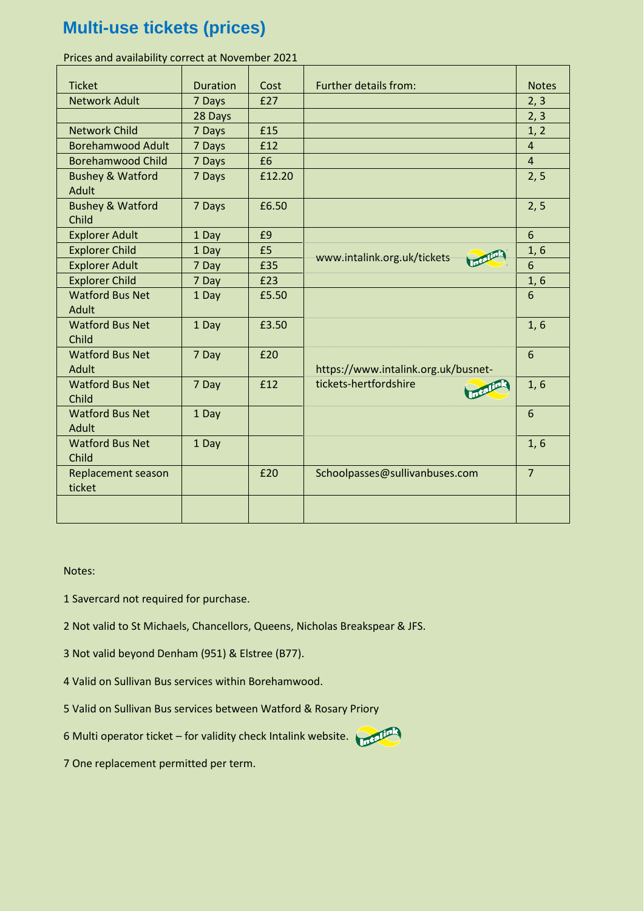# Multi-use tickets (prices)

Prices and availability correct at November 2021

| Ticket | Duration | Cost | Further details from: | Notes |
|---|---|---|---|---|
| Network Adult | 7 Days | £27 | | 2, 3 |
| | 28 Days | | | 2, 3 |
| Network Child | 7 Days | £15 | | 1, 2 |
| Borehamwood Adult | 7 Days | £12 | | 4 |
| Borehamwood Child | 7 Days | £6 | | 4 |
| Bushey & Watford Adult | 7 Days | £12.20 | | 2, 5 |
| Bushey & Watford Child | 7 Days | £6.50 | | 2, 5 |
| Explorer Adult | 1 Day | £9 | www.intalink.org.uk/tickets | 6 |
| Explorer Child | 1 Day | £5 | | 1, 6 |
| Explorer Adult | 7 Day | £35 | | 6 |
| Explorer Child | 7 Day | £23 | | 1, 6 |
| Watford Bus Net Adult | 1 Day | £5.50 | https://www.intalink.org.uk/busnet-tickets-hertfordshire | 6 |
| Watford Bus Net Child | 1 Day | £3.50 | | 1, 6 |
| Watford Bus Net Adult | 7 Day | £20 | | 6 |
| Watford Bus Net Child | 7 Day | £12 | | 1, 6 |
| Watford Bus Net Adult | 1 Day | | | 6 |
| Watford Bus Net Child | 1 Day | | | 1, 6 |
| Replacement season ticket | | £20 | Schoolpasses@sullivanbuses.com | 7 |
| | | | | |

Notes:

1 Savercard not required for purchase.

2 Not valid to St Michaels, Chancellors, Queens, Nicholas Breakspear & JFS.

3 Not valid beyond Denham (951) & Elstree (B77).

4 Valid on Sullivan Bus services within Borehamwood.

5 Valid on Sullivan Bus services between Watford & Rosary Priory

6 Multi operator ticket – for validity check Intalink website.

7 One replacement permitted per term.